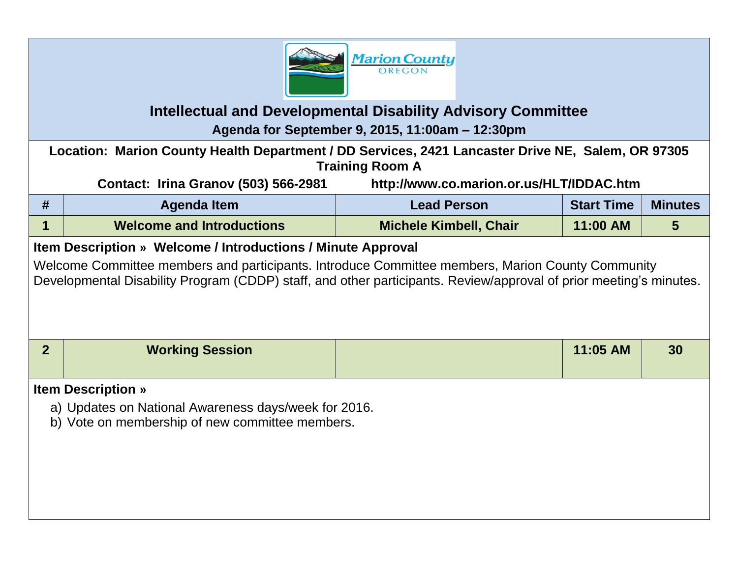# Intellectual and Developmental Disability Advisory Committee

**Agenda for September 9, 2015, 11:00am – 12:30pm**

**Location: Marion County Health Department / DD Services, 2421 Lancaster Drive NE, Salem, OR 97305**
**Training Room A**

**Contact: Irina Granov (503) 566-2981** **http://www.co.marion.or.us/HLT/IDDAC.htm**

| # | Agenda Item | Lead Person | Start Time | Minutes |
|---|---|---|---|---|
| 1 | Welcome and Introductions | Michele Kimbell, Chair | 11:00 AM | 5 |

**Item Description » Welcome / Introductions / Minute Approval**

Welcome Committee members and participants. Introduce Committee members, Marion County Community Developmental Disability Program (CDDP) staff, and other participants. Review/approval of prior meeting's minutes.

| # | Agenda Item | Lead Person | Start Time | Minutes |
|---|---|---|---|---|
| 2 | Working Session | | 11:05 AM | 30 |

**Item Description »**

a) Updates on National Awareness days/week for 2016.
b) Vote on membership of new committee members.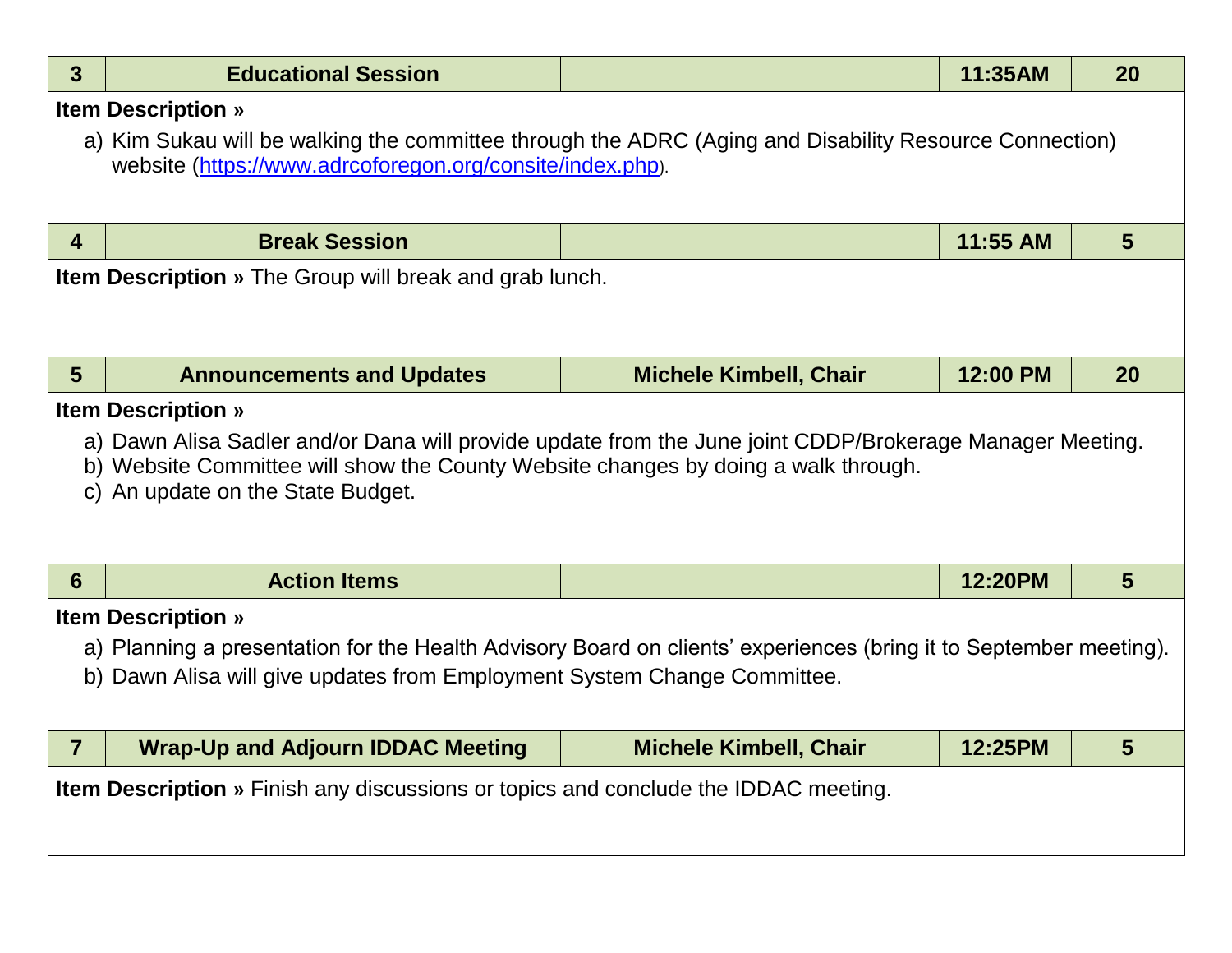| | | | | |
|---|---|---|---|---|
| **3** | **Educational Session** | | **11:35AM** | **20** |

**Item Description »**

a) Kim Sukau will be walking the committee through the ADRC (Aging and Disability Resource Connection) website (https://www.adrcoforegon.org/consite/index.php).

| | | | | |
|---|---|---|---|---|
| **4** | **Break Session** | | **11:55 AM** | **5** |

**Item Description »** The Group will break and grab lunch.

| | | | | |
|---|---|---|---|---|
| **5** | **Announcements and Updates** | **Michele Kimbell, Chair** | **12:00 PM** | **20** |

**Item Description »**

a) Dawn Alisa Sadler and/or Dana will provide update from the June joint CDDP/Brokerage Manager Meeting.
b) Website Committee will show the County Website changes by doing a walk through.
c) An update on the State Budget.

| | | | | |
|---|---|---|---|---|
| **6** | **Action Items** | | **12:20PM** | **5** |

**Item Description »**

a) Planning a presentation for the Health Advisory Board on clients' experiences (bring it to September meeting).
b) Dawn Alisa will give updates from Employment System Change Committee.

| | | | | |
|---|---|---|---|---|
| **7** | **Wrap-Up and Adjourn IDDAC Meeting** | **Michele Kimbell, Chair** | **12:25PM** | **5** |

**Item Description »** Finish any discussions or topics and conclude the IDDAC meeting.